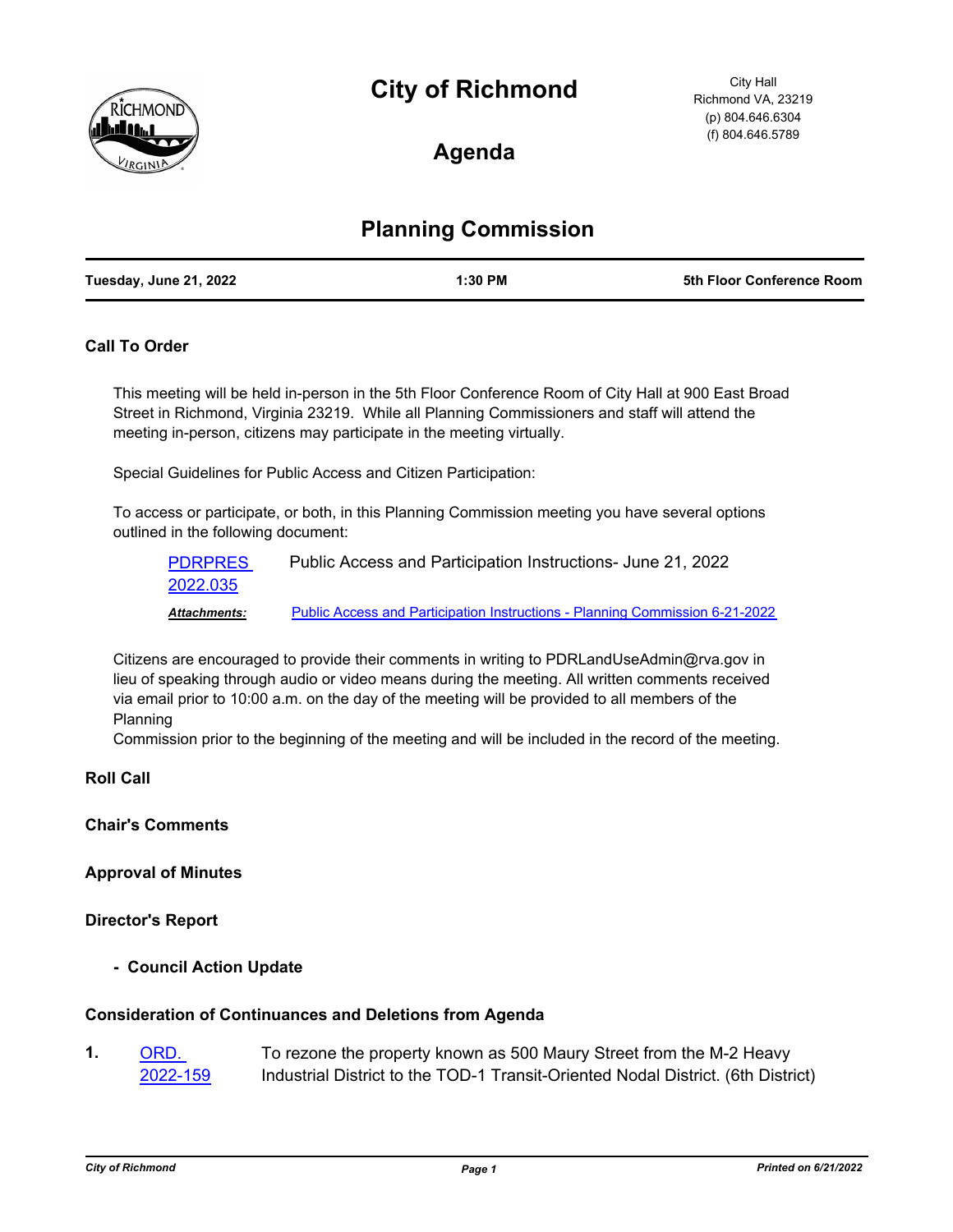# City of Richmond

City Hall
Richmond VA, 23219
(p) 804.646.6304
(f) 804.646.5789

## Agenda

# Planning Commission

| Tuesday, June 21, 2022 | 1:30 PM | 5th Floor Conference Room |
|---|---|---|

### Call To Order

This meeting will be held in-person in the 5th Floor Conference Room of City Hall at 900 East Broad Street in Richmond, Virginia 23219. While all Planning Commissioners and staff will attend the meeting in-person, citizens may participate in the meeting virtually.

Special Guidelines for Public Access and Citizen Participation:

To access or participate, or both, in this Planning Commission meeting you have several options outlined in the following document:

[PDRPRES 2022.035] Public Access and Participation Instructions- June 21, 2022

***Attachments:*** [Public Access and Participation Instructions - Planning Commission 6-21-2022]

Citizens are encouraged to provide their comments in writing to PDRLandUseAdmin@rva.gov in lieu of speaking through audio or video means during the meeting. All written comments received via email prior to 10:00 a.m. on the day of the meeting will be provided to all members of the Planning
Commission prior to the beginning of the meeting and will be included in the record of the meeting.

### Roll Call

### Chair's Comments

### Approval of Minutes

### Director's Report

- **Council Action Update**

### Consideration of Continuances and Deletions from Agenda

**1.** [ORD. 2022-159] To rezone the property known as 500 Maury Street from the M-2 Heavy Industrial District to the TOD-1 Transit-Oriented Nodal District. (6th District)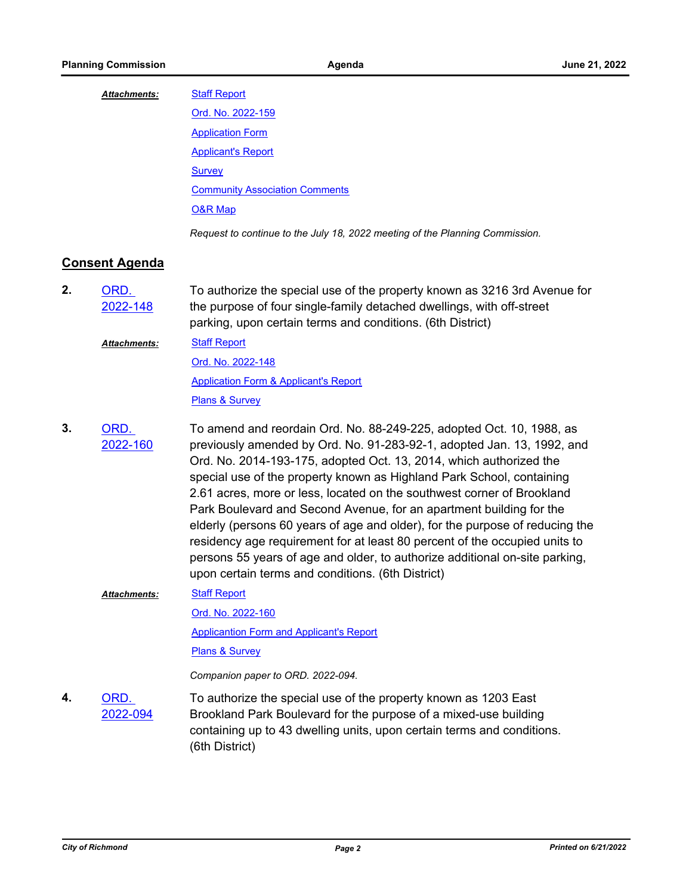*Attachments:*

- Staff Report
- Ord. No. 2022-159
- Application Form
- Applicant's Report
- Survey
- Community Association Comments
- O&R Map

*Request to continue to the July 18, 2022 meeting of the Planning Commission.*

## Consent Agenda

**2.** ORD. 2022-148

To authorize the special use of the property known as 3216 3rd Avenue for the purpose of four single-family detached dwellings, with off-street parking, upon certain terms and conditions. (6th District)

*Attachments:*

- Staff Report
- Ord. No. 2022-148
- Application Form & Applicant's Report
- Plans & Survey

**3.** ORD. 2022-160

To amend and reordain Ord. No. 88-249-225, adopted Oct. 10, 1988, as previously amended by Ord. No. 91-283-92-1, adopted Jan. 13, 1992, and Ord. No. 2014-193-175, adopted Oct. 13, 2014, which authorized the special use of the property known as Highland Park School, containing 2.61 acres, more or less, located on the southwest corner of Brookland Park Boulevard and Second Avenue, for an apartment building for the elderly (persons 60 years of age and older), for the purpose of reducing the residency age requirement for at least 80 percent of the occupied units to persons 55 years of age and older, to authorize additional on-site parking, upon certain terms and conditions. (6th District)

*Attachments:*

- Staff Report
- Ord. No. 2022-160
- Applicantion Form and Applicant's Report
- Plans & Survey

*Companion paper to ORD. 2022-094.*

**4.** ORD. 2022-094

To authorize the special use of the property known as 1203 East Brookland Park Boulevard for the purpose of a mixed-use building containing up to 43 dwelling units, upon certain terms and conditions. (6th District)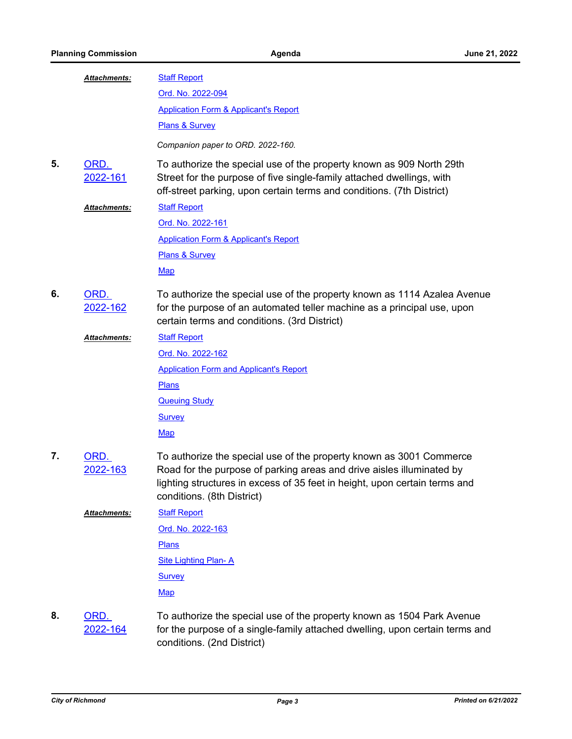***Attachments:***

- Staff Report
- Ord. No. 2022-094
- Application Form & Applicant's Report
- Plans & Survey

*Companion paper to ORD. 2022-160.*

**5.** ORD. 2022-161

To authorize the special use of the property known as 909 North 29th Street for the purpose of five single-family attached dwellings, with off-street parking, upon certain terms and conditions. (7th District)

***Attachments:***

- Staff Report
- Ord. No. 2022-161
- Application Form & Applicant's Report
- Plans & Survey
- Map

**6.** ORD. 2022-162

To authorize the special use of the property known as 1114 Azalea Avenue for the purpose of an automated teller machine as a principal use, upon certain terms and conditions. (3rd District)

***Attachments:***

- Staff Report
- Ord. No. 2022-162
- Application Form and Applicant's Report
- Plans
- Queuing Study
- Survey
- Map

**7.** ORD. 2022-163

To authorize the special use of the property known as 3001 Commerce Road for the purpose of parking areas and drive aisles illuminated by lighting structures in excess of 35 feet in height, upon certain terms and conditions. (8th District)

***Attachments:***

- Staff Report
- Ord. No. 2022-163
- Plans
- Site Lighting Plan- A
- Survey
- Map

**8.** ORD. 2022-164

To authorize the special use of the property known as 1504 Park Avenue for the purpose of a single-family attached dwelling, upon certain terms and conditions. (2nd District)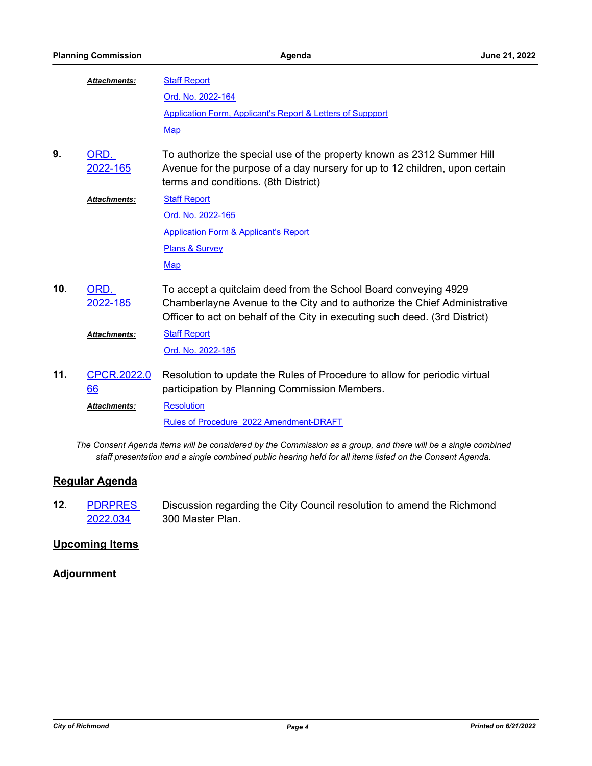*Attachments:*
Staff Report
Ord. No. 2022-164
Application Form, Applicant's Report & Letters of Suppport
Map

**9.** ORD. 2022-165 — To authorize the special use of the property known as 2312 Summer Hill Avenue for the purpose of a day nursery for up to 12 children, upon certain terms and conditions. (8th District)

*Attachments:*
Staff Report
Ord. No. 2022-165
Application Form & Applicant's Report
Plans & Survey
Map

**10.** ORD. 2022-185 — To accept a quitclaim deed from the School Board conveying 4929 Chamberlayne Avenue to the City and to authorize the Chief Administrative Officer to act on behalf of the City in executing such deed. (3rd District)

*Attachments:*
Staff Report
Ord. No. 2022-185

**11.** CPCR.2022.066 — Resolution to update the Rules of Procedure to allow for periodic virtual participation by Planning Commission Members.

*Attachments:*
Resolution
Rules of Procedure_2022 Amendment-DRAFT

*The Consent Agenda items will be considered by the Commission as a group, and there will be a single combined staff presentation and a single combined public hearing held for all items listed on the Consent Agenda.*

## Regular Agenda

**12.** PDRPRES 2022.034 — Discussion regarding the City Council resolution to amend the Richmond 300 Master Plan.

## Upcoming Items

### Adjournment